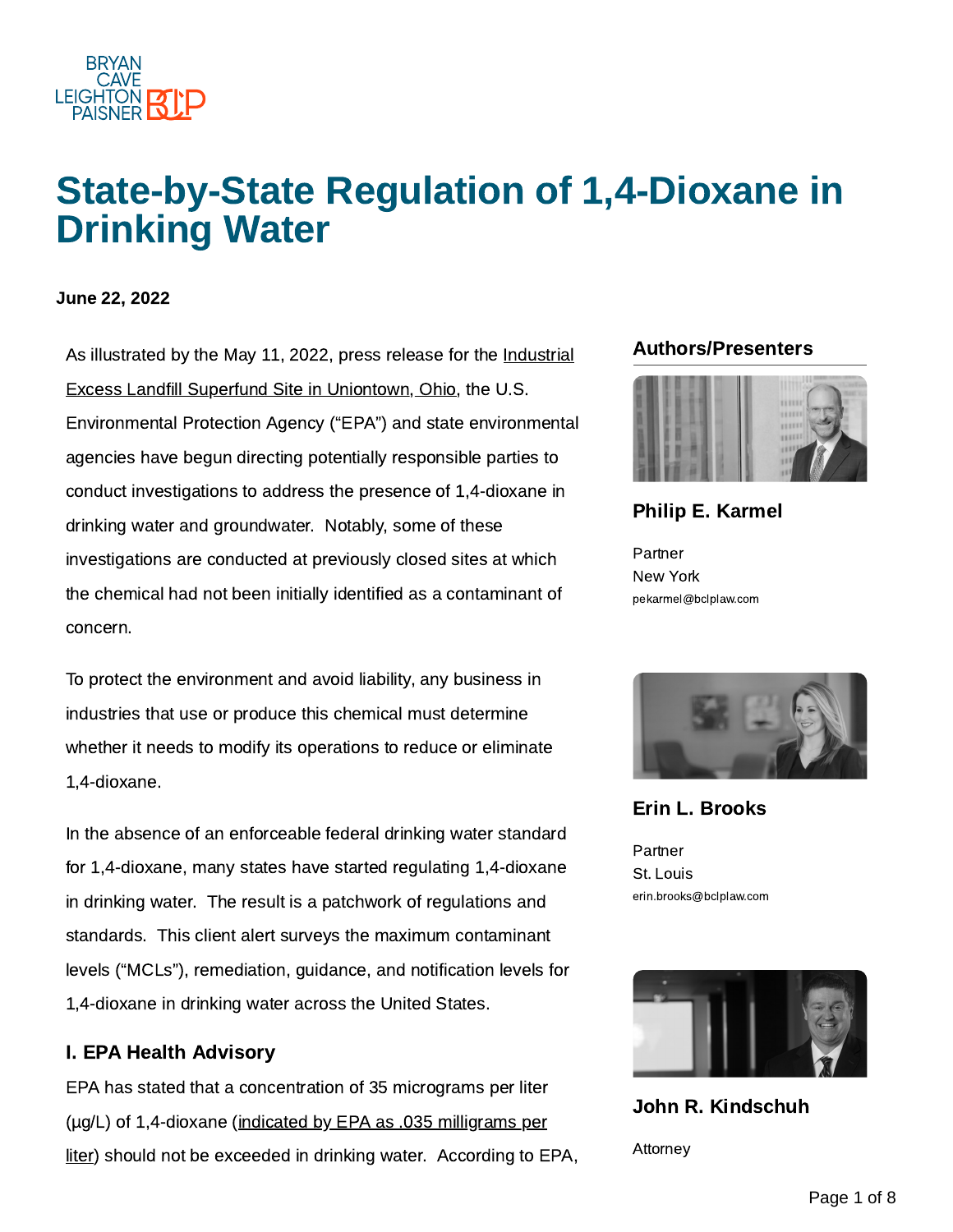# State-by-State Regulation of 1,4-Dioxane in Drinking Water

**June 22, 2022**

As illustrated by the May 11, 2022, press release for the Industrial Excess Landfill Superfund Site in Uniontown, Ohio, the U.S. Environmental Protection Agency ("EPA") and state environmental agencies have begun directing potentially responsible parties to conduct investigations to address the presence of 1,4-dioxane in drinking water and groundwater. Notably, some of these investigations are conducted at previously closed sites at which the chemical had not been initially identified as a contaminant of concern.

To protect the environment and avoid liability, any business in industries that use or produce this chemical must determine whether it needs to modify its operations to reduce or eliminate 1,4-dioxane.

In the absence of an enforceable federal drinking water standard for 1,4-dioxane, many states have started regulating 1,4-dioxane in drinking water. The result is a patchwork of regulations and standards. This client alert surveys the maximum contaminant levels ("MCLs"), remediation, guidance, and notification levels for 1,4-dioxane in drinking water across the United States.

### I. EPA Health Advisory

EPA has stated that a concentration of 35 micrograms per liter (µg/L) of 1,4-dioxane (indicated by EPA as .035 milligrams per liter) should not be exceeded in drinking water. According to EPA,

### Authors/Presenters

**Philip E. Karmel**
Partner
New York
pekarmel@bclplaw.com

**Erin L. Brooks**
Partner
St. Louis
erin.brooks@bclplaw.com

**John R. Kindschuh**
Attorney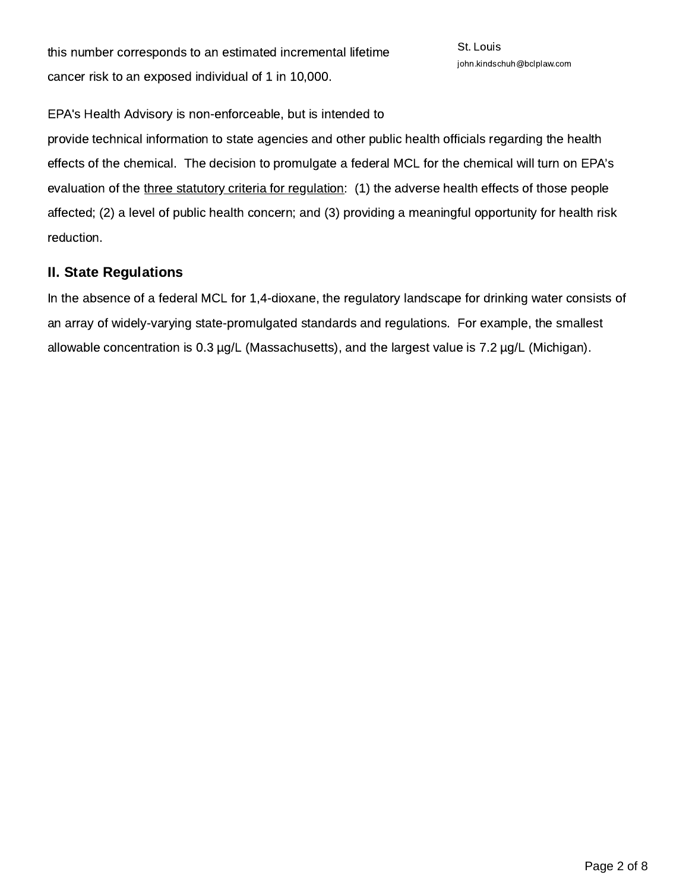this number corresponds to an estimated incremental lifetime cancer risk to an exposed individual of 1 in 10,000.

St. Louis
john.kindschuh@bclplaw.com

EPA's Health Advisory is non-enforceable, but is intended to provide technical information to state agencies and other public health officials regarding the health effects of the chemical. The decision to promulgate a federal MCL for the chemical will turn on EPA's evaluation of the three statutory criteria for regulation: (1) the adverse health effects of those people affected; (2) a level of public health concern; and (3) providing a meaningful opportunity for health risk reduction.

## II. State Regulations

In the absence of a federal MCL for 1,4-dioxane, the regulatory landscape for drinking water consists of an array of widely-varying state-promulgated standards and regulations. For example, the smallest allowable concentration is 0.3 µg/L (Massachusetts), and the largest value is 7.2 µg/L (Michigan).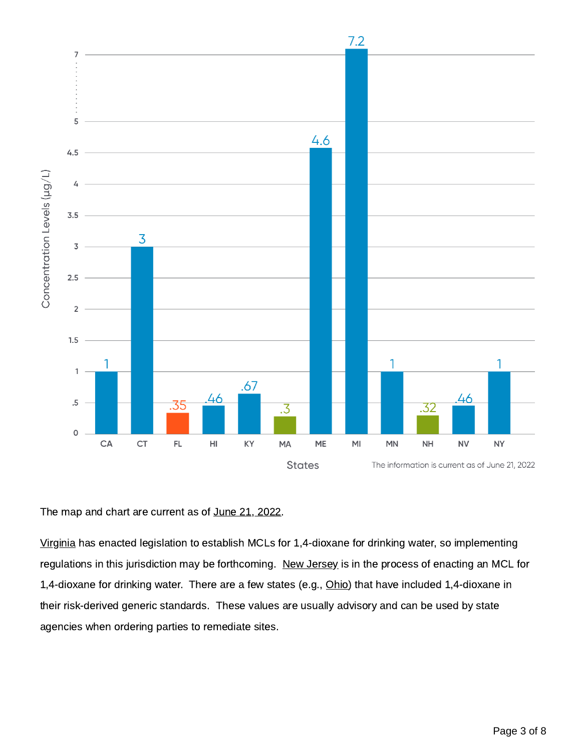| States | Concentration Levels (µg/L) |
|---|---|
| CA | 1 |
| CT | 3 |
| FL | .35 |
| HI | .46 |
| KY | .67 |
| MA | .3 |
| ME | 4.6 |
| MI | 7.2 |
| MN | 1 |
| NH | .32 |
| NV | .46 |
| NY | 1 |

The information is current as of June 21, 2022

The map and chart are current as of June 21, 2022.

Virginia has enacted legislation to establish MCLs for 1,4-dioxane for drinking water, so implementing regulations in this jurisdiction may be forthcoming. New Jersey is in the process of enacting an MCL for 1,4-dioxane for drinking water. There are a few states (e.g., Ohio) that have included 1,4-dioxane in their risk-derived generic standards. These values are usually advisory and can be used by state agencies when ordering parties to remediate sites.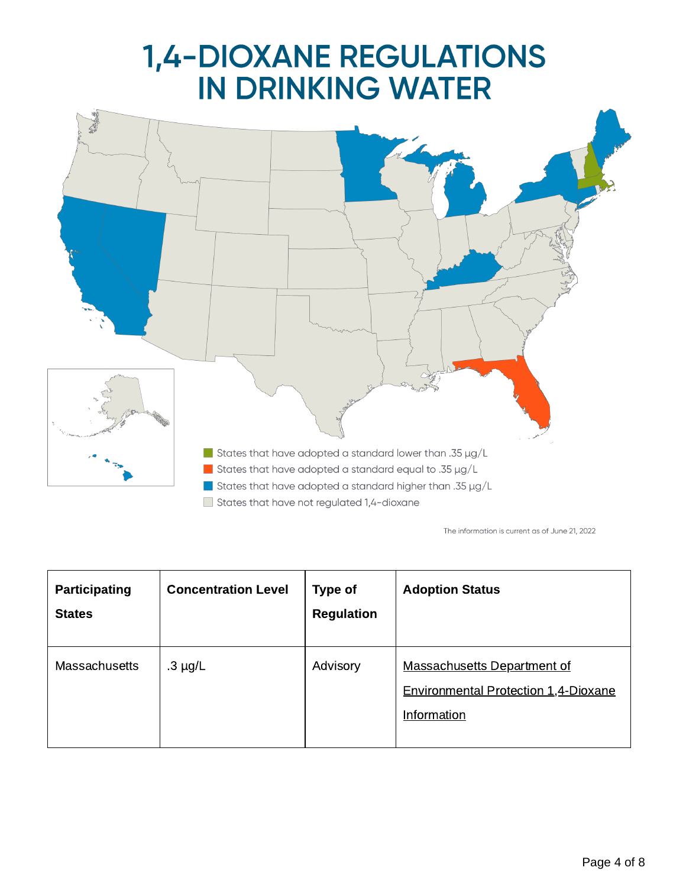# 1,4-DIOXANE REGULATIONS IN DRINKING WATER

- States that have adopted a standard lower than .35 µg/L
- States that have adopted a standard equal to .35 µg/L
- States that have adopted a standard higher than .35 µg/L
- States that have not regulated 1,4-dioxane

The information is current as of June 21, 2022

| Participating States | Concentration Level | Type of Regulation | Adoption Status |
|---|---|---|---|
| Massachusetts | .3 µg/L | Advisory | Massachusetts Department of Environmental Protection 1,4-Dioxane Information |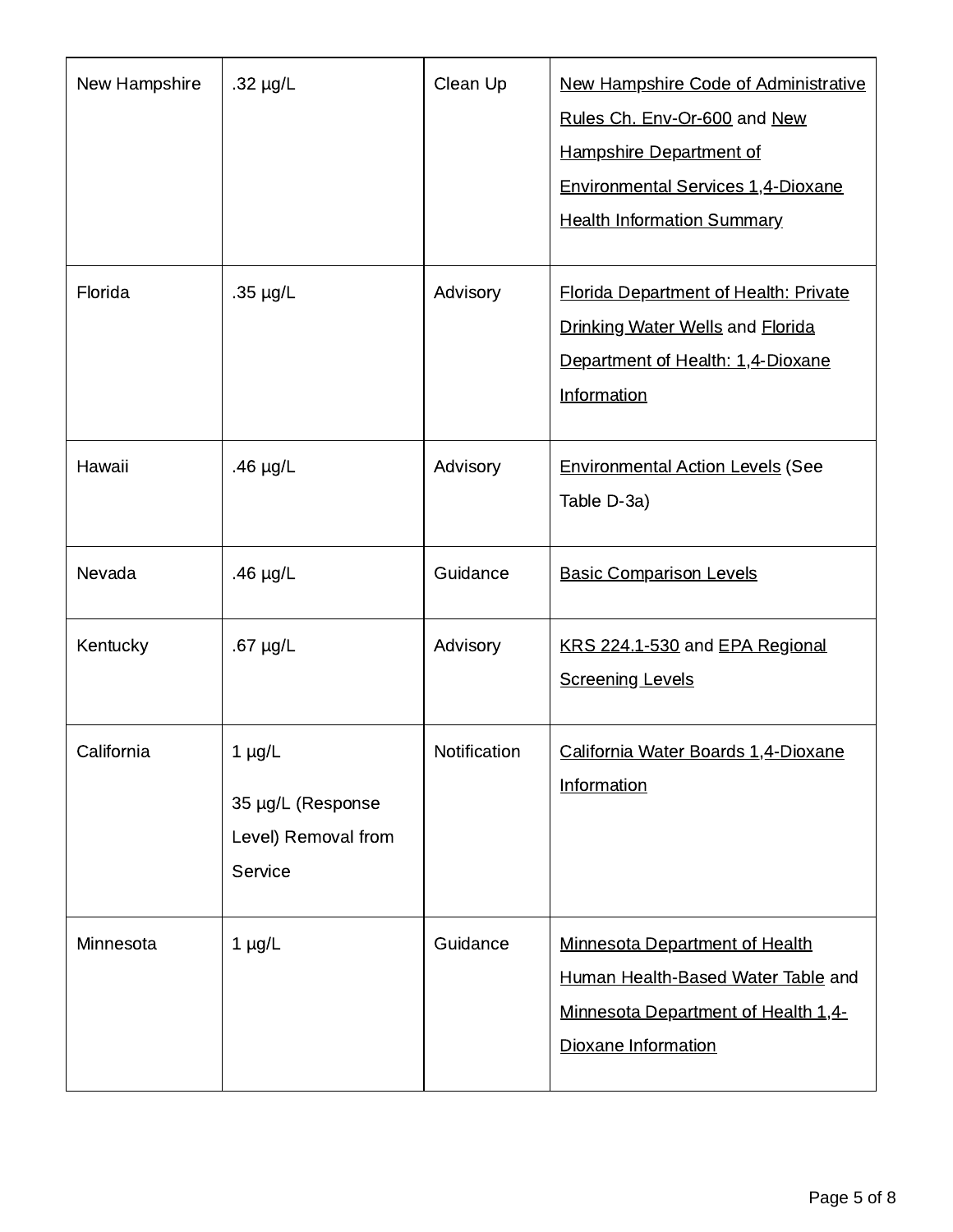| New Hampshire | .32 µg/L | Clean Up | New Hampshire Code of Administrative Rules Ch. Env-Or-600 and New Hampshire Department of Environmental Services 1,4-Dioxane Health Information Summary |
|---|---|---|---|
| Florida | .35 µg/L | Advisory | Florida Department of Health: Private Drinking Water Wells and Florida Department of Health: 1,4-Dioxane Information |
| Hawaii | .46 µg/L | Advisory | Environmental Action Levels (See Table D-3a) |
| Nevada | .46 µg/L | Guidance | Basic Comparison Levels |
| Kentucky | .67 µg/L | Advisory | KRS 224.1-530 and EPA Regional Screening Levels |
| California | 1 µg/L<br><br>35 µg/L (Response Level) Removal from Service | Notification | California Water Boards 1,4-Dioxane Information |
| Minnesota | 1 µg/L | Guidance | Minnesota Department of Health Human Health-Based Water Table and Minnesota Department of Health 1,4-Dioxane Information |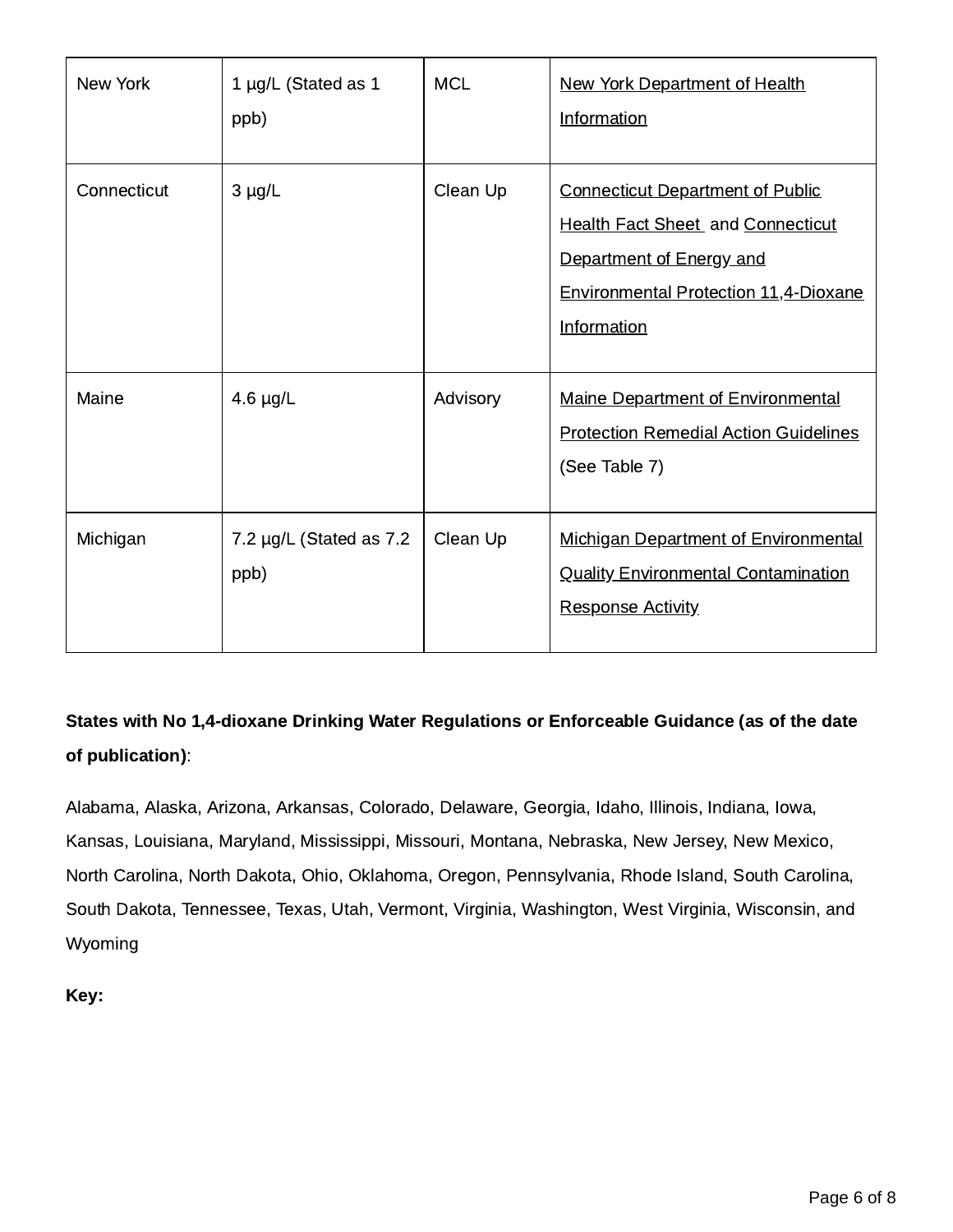| New York | 1 µg/L (Stated as 1 ppb) | MCL | New York Department of Health Information |
|---|---|---|---|
| Connecticut | 3 µg/L | Clean Up | Connecticut Department of Public Health Fact Sheet and Connecticut Department of Energy and Environmental Protection 11,4-Dioxane Information |
| Maine | 4.6 µg/L | Advisory | Maine Department of Environmental Protection Remedial Action Guidelines (See Table 7) |
| Michigan | 7.2 µg/L (Stated as 7.2 ppb) | Clean Up | Michigan Department of Environmental Quality Environmental Contamination Response Activity |

**States with No 1,4-dioxane Drinking Water Regulations or Enforceable Guidance (as of the date of publication)**:

Alabama, Alaska, Arizona, Arkansas, Colorado, Delaware, Georgia, Idaho, Illinois, Indiana, Iowa, Kansas, Louisiana, Maryland, Mississippi, Missouri, Montana, Nebraska, New Jersey, New Mexico, North Carolina, North Dakota, Ohio, Oklahoma, Oregon, Pennsylvania, Rhode Island, South Carolina, South Dakota, Tennessee, Texas, Utah, Vermont, Virginia, Washington, West Virginia, Wisconsin, and Wyoming

**Key:**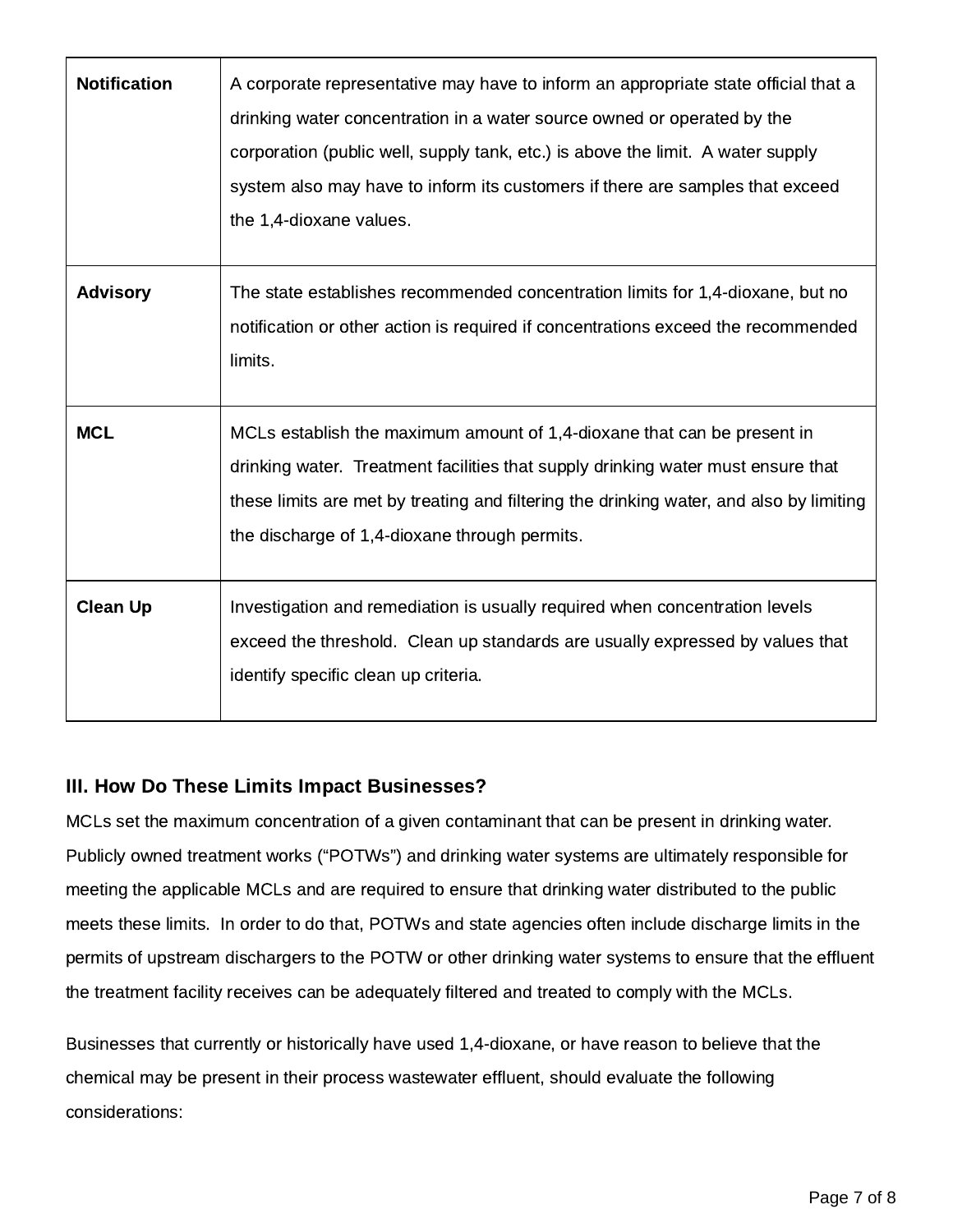| | |
|---|---|
| **Notification** | A corporate representative may have to inform an appropriate state official that a drinking water concentration in a water source owned or operated by the corporation (public well, supply tank, etc.) is above the limit. A water supply system also may have to inform its customers if there are samples that exceed the 1,4-dioxane values. |
| **Advisory** | The state establishes recommended concentration limits for 1,4-dioxane, but no notification or other action is required if concentrations exceed the recommended limits. |
| **MCL** | MCLs establish the maximum amount of 1,4-dioxane that can be present in drinking water. Treatment facilities that supply drinking water must ensure that these limits are met by treating and filtering the drinking water, and also by limiting the discharge of 1,4-dioxane through permits. |
| **Clean Up** | Investigation and remediation is usually required when concentration levels exceed the threshold. Clean up standards are usually expressed by values that identify specific clean up criteria. |

### III. How Do These Limits Impact Businesses?

MCLs set the maximum concentration of a given contaminant that can be present in drinking water. Publicly owned treatment works ("POTWs") and drinking water systems are ultimately responsible for meeting the applicable MCLs and are required to ensure that drinking water distributed to the public meets these limits. In order to do that, POTWs and state agencies often include discharge limits in the permits of upstream dischargers to the POTW or other drinking water systems to ensure that the effluent the treatment facility receives can be adequately filtered and treated to comply with the MCLs.

Businesses that currently or historically have used 1,4-dioxane, or have reason to believe that the chemical may be present in their process wastewater effluent, should evaluate the following considerations: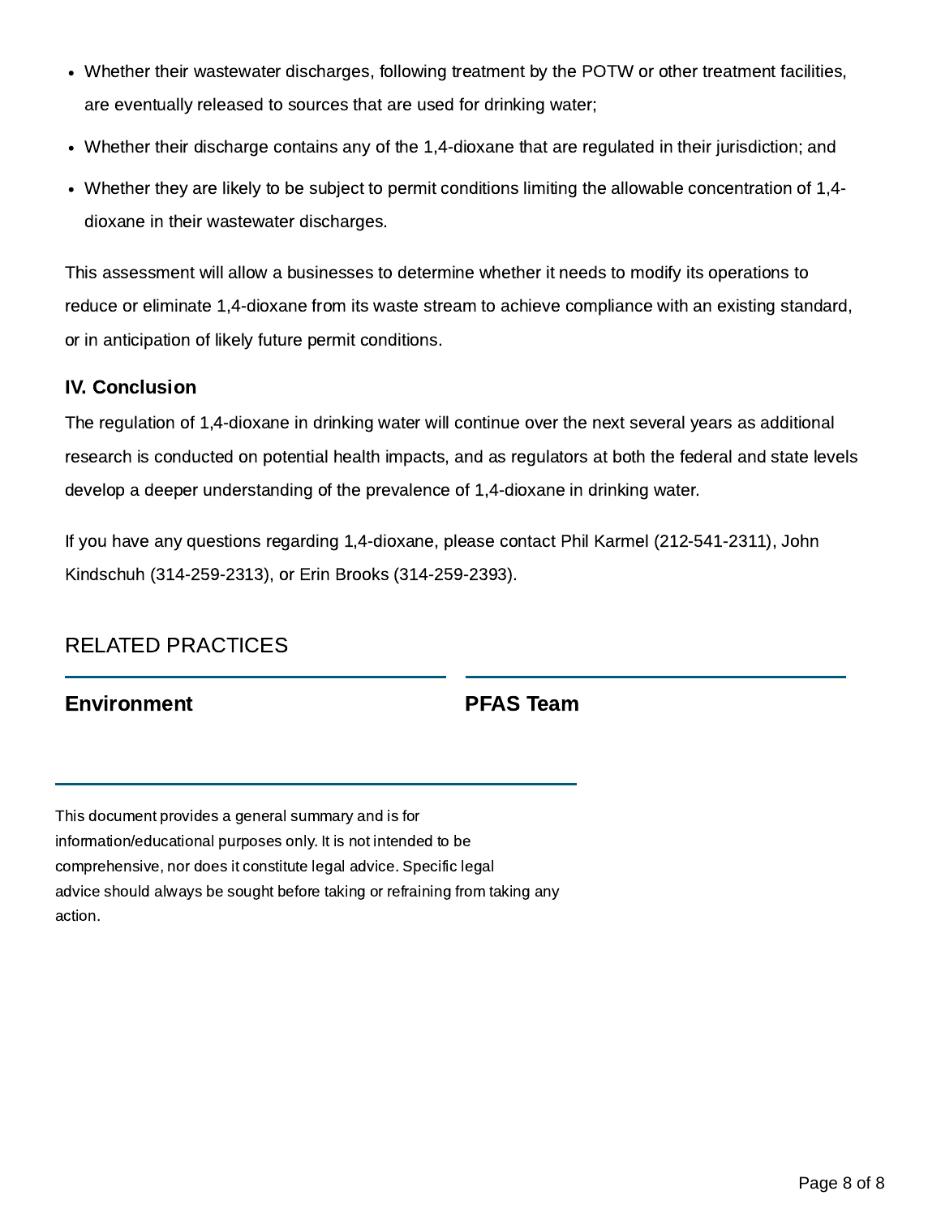- Whether their wastewater discharges, following treatment by the POTW or other treatment facilities, are eventually released to sources that are used for drinking water;
- Whether their discharge contains any of the 1,4-dioxane that are regulated in their jurisdiction; and
- Whether they are likely to be subject to permit conditions limiting the allowable concentration of 1,4-dioxane in their wastewater discharges.

This assessment will allow a businesses to determine whether it needs to modify its operations to reduce or eliminate 1,4-dioxane from its waste stream to achieve compliance with an existing standard, or in anticipation of likely future permit conditions.

### IV. Conclusion

The regulation of 1,4-dioxane in drinking water will continue over the next several years as additional research is conducted on potential health impacts, and as regulators at both the federal and state levels develop a deeper understanding of the prevalence of 1,4-dioxane in drinking water.

If you have any questions regarding 1,4-dioxane, please contact Phil Karmel (212-541-2311), John Kindschuh (314-259-2313), or Erin Brooks (314-259-2393).

## RELATED PRACTICES

**Environment**

**PFAS Team**

This document provides a general summary and is for information/educational purposes only. It is not intended to be comprehensive, nor does it constitute legal advice. Specific legal advice should always be sought before taking or refraining from taking any action.